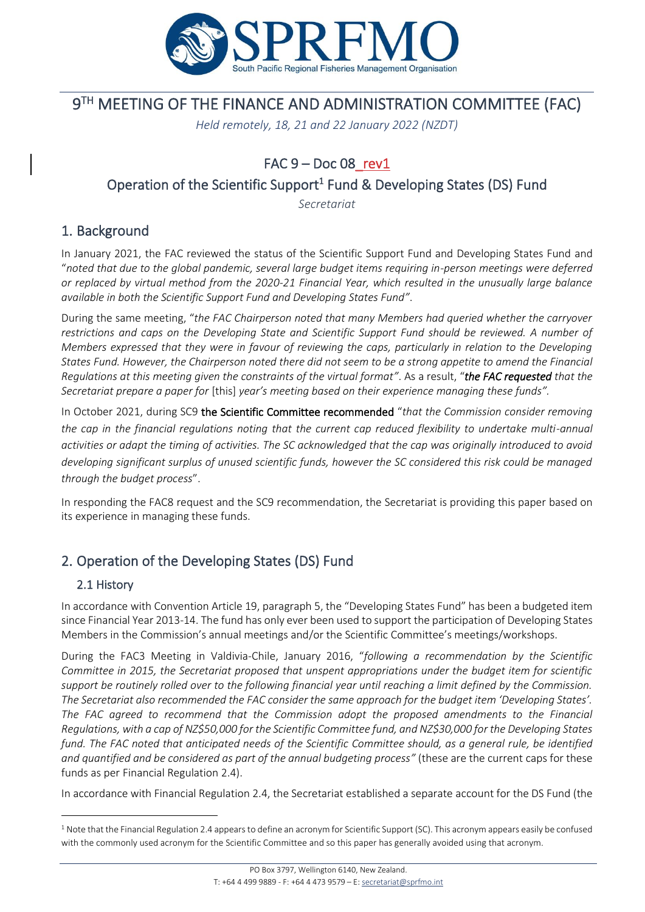SPRFMO

South Pacific Regional Fisheries Management Organisation

# 9TH MEETING OF THE FINANCE AND ADMINISTRATION COMMITTEE (FAC)

*Held remotely, 18, 21 and 22 January 2022 (NZDT)*

## FAC 9 – Doc 08_rev1

## Operation of the Scientific Support[1] Fund & Developing States (DS) Fund

*Secretariat*

## 1. Background

In January 2021, the FAC reviewed the status of the Scientific Support Fund and Developing States Fund and "*noted that due to the global pandemic, several large budget items requiring in-person meetings were deferred or replaced by virtual method from the 2020-21 Financial Year, which resulted in the unusually large balance available in both the Scientific Support Fund and Developing States Fund".*

During the same meeting, "*the FAC Chairperson noted that many Members had queried whether the carryover restrictions and caps on the Developing State and Scientific Support Fund should be reviewed. A number of Members expressed that they were in favour of reviewing the caps, particularly in relation to the Developing States Fund. However, the Chairperson noted there did not seem to be a strong appetite to amend the Financial Regulations at this meeting given the constraints of the virtual format"*. As a result, "***the FAC requested** that the Secretariat prepare a paper for* [this] *year's meeting based on their experience managing these funds".*

In October 2021, during SC9 **the Scientific Committee recommended** "*that the Commission consider removing the cap in the financial regulations noting that the current cap reduced flexibility to undertake multi-annual activities or adapt the timing of activities. The SC acknowledged that the cap was originally introduced to avoid developing significant surplus of unused scientific funds, however the SC considered this risk could be managed through the budget process*".

In responding the FAC8 request and the SC9 recommendation, the Secretariat is providing this paper based on its experience in managing these funds.

## 2. Operation of the Developing States (DS) Fund

### 2.1 History

In accordance with Convention Article 19, paragraph 5, the "Developing States Fund" has been a budgeted item since Financial Year 2013-14. The fund has only ever been used to support the participation of Developing States Members in the Commission's annual meetings and/or the Scientific Committee's meetings/workshops.

During the FAC3 Meeting in Valdivia-Chile, January 2016, "*following a recommendation by the Scientific Committee in 2015, the Secretariat proposed that unspent appropriations under the budget item for scientific support be routinely rolled over to the following financial year until reaching a limit defined by the Commission. The Secretariat also recommended the FAC consider the same approach for the budget item 'Developing States'. The FAC agreed to recommend that the Commission adopt the proposed amendments to the Financial Regulations, with a cap of NZ$50,000 for the Scientific Committee fund, and NZ$30,000 for the Developing States fund. The FAC noted that anticipated needs of the Scientific Committee should, as a general rule, be identified and quantified and be considered as part of the annual budgeting process"* (these are the current caps for these funds as per Financial Regulation 2.4).

In accordance with Financial Regulation 2.4, the Secretariat established a separate account for the DS Fund (the

[1] Note that the Financial Regulation 2.4 appears to define an acronym for Scientific Support (SC). This acronym appears easily be confused with the commonly used acronym for the Scientific Committee and so this paper has generally avoided using that acronym.

PO Box 3797, Wellington 6140, New Zealand.
T: +64 4 499 9889 - F: +64 4 473 9579 – E: secretariat@sprfmo.int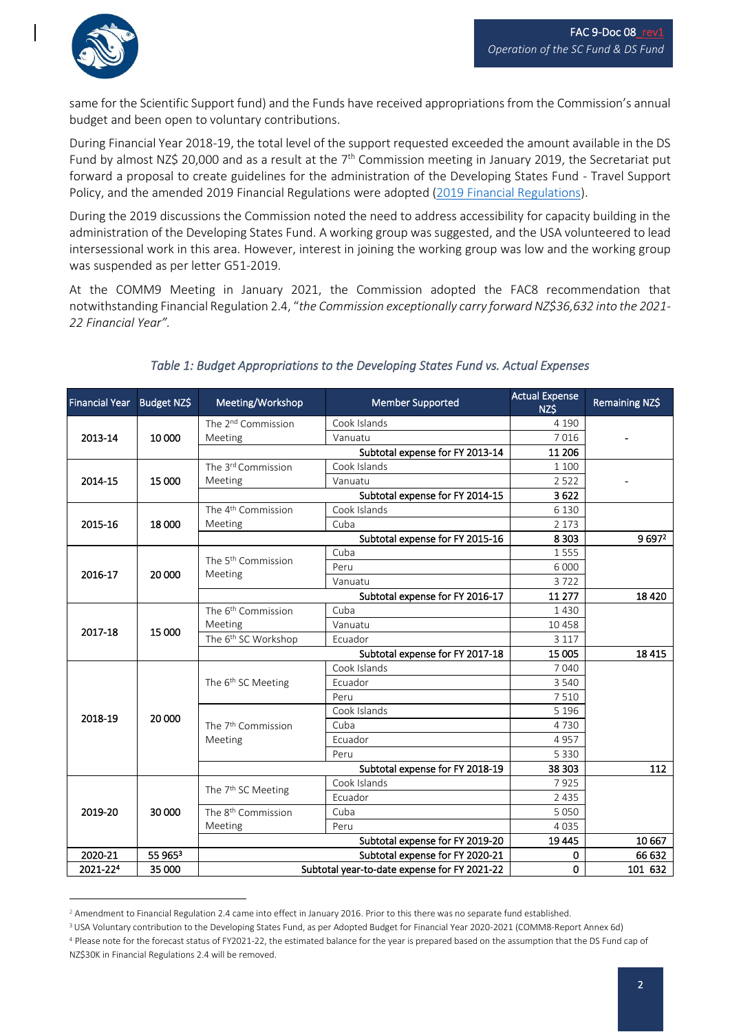same for the Scientific Support fund) and the Funds have received appropriations from the Commission's annual budget and been open to voluntary contributions.

During Financial Year 2018-19, the total level of the support requested exceeded the amount available in the DS Fund by almost NZ$ 20,000 and as a result at the 7th Commission meeting in January 2019, the Secretariat put forward a proposal to create guidelines for the administration of the Developing States Fund - Travel Support Policy, and the amended 2019 Financial Regulations were adopted (2019 Financial Regulations).

During the 2019 discussions the Commission noted the need to address accessibility for capacity building in the administration of the Developing States Fund. A working group was suggested, and the USA volunteered to lead intersessional work in this area. However, interest in joining the working group was low and the working group was suspended as per letter G51-2019.

At the COMM9 Meeting in January 2021, the Commission adopted the FAC8 recommendation that notwithstanding Financial Regulation 2.4, "*the Commission exceptionally carry forward NZ$36,632 into the 2021-22 Financial Year".*

*Table 1: Budget Appropriations to the Developing States Fund vs. Actual Expenses*

| Financial Year | Budget NZ$ | Meeting/Workshop | Member Supported | Actual Expense NZ$ | Remaining NZ$ |
|---|---|---|---|---|---|
| 2013-14 | 10 000 | The 2nd Commission Meeting | Cook Islands | 4 190 | - |
| | | | Vanuatu | 7 016 | |
| | | | Subtotal expense for FY 2013-14 | **11 206** | |
| 2014-15 | 15 000 | The 3rd Commission Meeting | Cook Islands | 1 100 | - |
| | | | Vanuatu | 2 522 | |
| | | | Subtotal expense for FY 2014-15 | **3 622** | |
| 2015-16 | 18 000 | The 4th Commission Meeting | Cook Islands | 6 130 | |
| | | | Cuba | 2 173 | |
| | | | Subtotal expense for FY 2015-16 | **8 303** | 9 697[2] |
| 2016-17 | 20 000 | The 5th Commission Meeting | Cuba | 1 555 | |
| | | | Peru | 6 000 | |
| | | | Vanuatu | 3 722 | |
| | | | Subtotal expense for FY 2016-17 | **11 277** | **18 420** |
| 2017-18 | 15 000 | The 6th Commission Meeting | Cuba | 1 430 | |
| | | | Vanuatu | 10 458 | |
| | | The 6th SC Workshop | Ecuador | 3 117 | |
| | | | Subtotal expense for FY 2017-18 | **15 005** | **18 415** |
| 2018-19 | 20 000 | The 6th SC Meeting | Cook Islands | 7 040 | |
| | | | Ecuador | 3 540 | |
| | | | Peru | 7 510 | |
| | | The 7th Commission Meeting | Cook Islands | 5 196 | |
| | | | Cuba | 4 730 | |
| | | | Ecuador | 4 957 | |
| | | | Peru | 5 330 | |
| | | | Subtotal expense for FY 2018-19 | **38 303** | **112** |
| 2019-20 | 30 000 | The 7th SC Meeting | Cook Islands | 7 925 | |
| | | | Ecuador | 2 435 | |
| | | The 8th Commission Meeting | Cuba | 5 050 | |
| | | | Peru | 4 035 | |
| | | | Subtotal expense for FY 2019-20 | **19 445** | **10 667** |
| **2020-21** | **55 965[3]** | | Subtotal expense for FY 2020-21 | **0** | **66 632** |
| **2021-22[4]** | **35 000** | | Subtotal year-to-date expense for FY 2021-22 | **0** | **101 632** |

[2] Amendment to Financial Regulation 2.4 came into effect in January 2016. Prior to this there was no separate fund established.

[3] USA Voluntary contribution to the Developing States Fund, as per Adopted Budget for Financial Year 2020-2021 (COMM8-Report Annex 6d)

[4] Please note for the forecast status of FY2021-22, the estimated balance for the year is prepared based on the assumption that the DS Fund cap of NZ$30K in Financial Regulations 2.4 will be removed.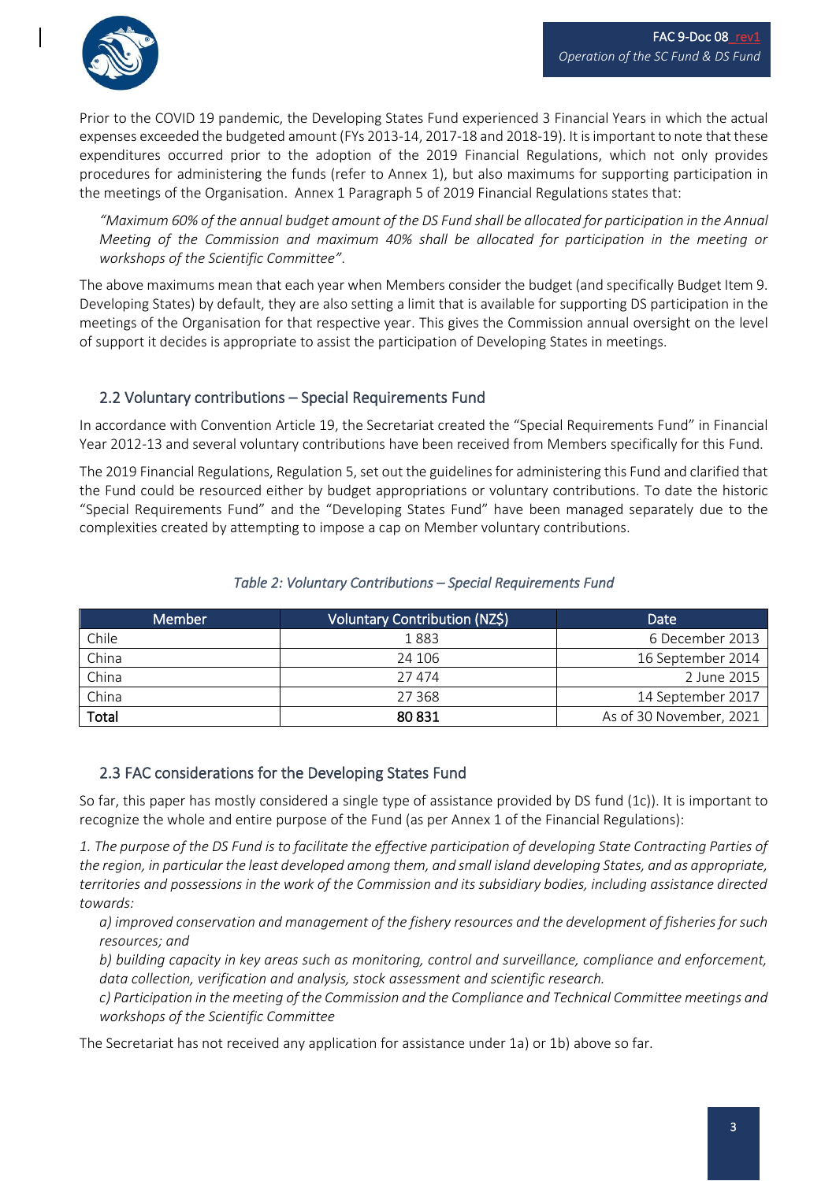Prior to the COVID 19 pandemic, the Developing States Fund experienced 3 Financial Years in which the actual expenses exceeded the budgeted amount (FYs 2013-14, 2017-18 and 2018-19). It is important to note that these expenditures occurred prior to the adoption of the 2019 Financial Regulations, which not only provides procedures for administering the funds (refer to Annex 1), but also maximums for supporting participation in the meetings of the Organisation. Annex 1 Paragraph 5 of 2019 Financial Regulations states that:

> *"Maximum 60% of the annual budget amount of the DS Fund shall be allocated for participation in the Annual Meeting of the Commission and maximum 40% shall be allocated for participation in the meeting or workshops of the Scientific Committee".*

The above maximums mean that each year when Members consider the budget (and specifically Budget Item 9. Developing States) by default, they are also setting a limit that is available for supporting DS participation in the meetings of the Organisation for that respective year. This gives the Commission annual oversight on the level of support it decides is appropriate to assist the participation of Developing States in meetings.

## 2.2 Voluntary contributions – Special Requirements Fund

In accordance with Convention Article 19, the Secretariat created the "Special Requirements Fund" in Financial Year 2012-13 and several voluntary contributions have been received from Members specifically for this Fund.

The 2019 Financial Regulations, Regulation 5, set out the guidelines for administering this Fund and clarified that the Fund could be resourced either by budget appropriations or voluntary contributions. To date the historic "Special Requirements Fund" and the "Developing States Fund" have been managed separately due to the complexities created by attempting to impose a cap on Member voluntary contributions.

*Table 2: Voluntary Contributions – Special Requirements Fund*

| Member | Voluntary Contribution (NZ$) | Date |
|---|---|---|
| Chile | 1 883 | 6 December 2013 |
| China | 24 106 | 16 September 2014 |
| China | 27 474 | 2 June 2015 |
| China | 27 368 | 14 September 2017 |
| **Total** | **80 831** | As of 30 November, 2021 |

## 2.3 FAC considerations for the Developing States Fund

So far, this paper has mostly considered a single type of assistance provided by DS fund (1c)). It is important to recognize the whole and entire purpose of the Fund (as per Annex 1 of the Financial Regulations):

*1. The purpose of the DS Fund is to facilitate the effective participation of developing State Contracting Parties of the region, in particular the least developed among them, and small island developing States, and as appropriate, territories and possessions in the work of the Commission and its subsidiary bodies, including assistance directed towards:*

> *a) improved conservation and management of the fishery resources and the development of fisheries for such resources; and*
>
> *b) building capacity in key areas such as monitoring, control and surveillance, compliance and enforcement, data collection, verification and analysis, stock assessment and scientific research.*
>
> *c) Participation in the meeting of the Commission and the Compliance and Technical Committee meetings and workshops of the Scientific Committee*

The Secretariat has not received any application for assistance under 1a) or 1b) above so far.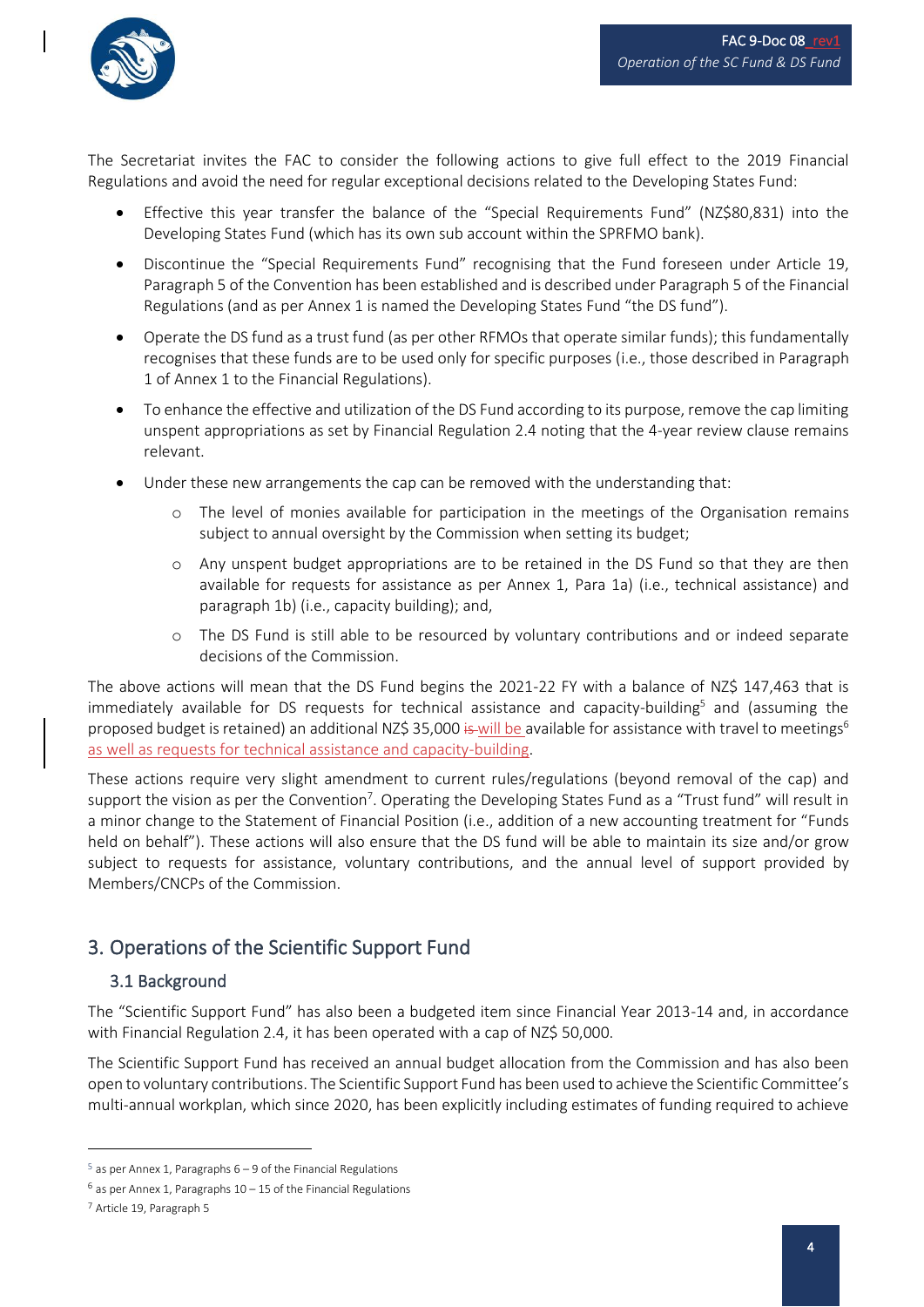The Secretariat invites the FAC to consider the following actions to give full effect to the 2019 Financial Regulations and avoid the need for regular exceptional decisions related to the Developing States Fund:

- Effective this year transfer the balance of the "Special Requirements Fund" (NZ$80,831) into the Developing States Fund (which has its own sub account within the SPRFMO bank).
- Discontinue the "Special Requirements Fund" recognising that the Fund foreseen under Article 19, Paragraph 5 of the Convention has been established and is described under Paragraph 5 of the Financial Regulations (and as per Annex 1 is named the Developing States Fund "the DS fund").
- Operate the DS fund as a trust fund (as per other RFMOs that operate similar funds); this fundamentally recognises that these funds are to be used only for specific purposes (i.e., those described in Paragraph 1 of Annex 1 to the Financial Regulations).
- To enhance the effective and utilization of the DS Fund according to its purpose, remove the cap limiting unspent appropriations as set by Financial Regulation 2.4 noting that the 4-year review clause remains relevant.
- Under these new arrangements the cap can be removed with the understanding that:
  - The level of monies available for participation in the meetings of the Organisation remains subject to annual oversight by the Commission when setting its budget;
  - Any unspent budget appropriations are to be retained in the DS Fund so that they are then available for requests for assistance as per Annex 1, Para 1a) (i.e., technical assistance) and paragraph 1b) (i.e., capacity building); and,
  - The DS Fund is still able to be resourced by voluntary contributions and or indeed separate decisions of the Commission.

The above actions will mean that the DS Fund begins the 2021-22 FY with a balance of NZ$ 147,463 that is immediately available for DS requests for technical assistance and capacity-building[5] and (assuming the proposed budget is retained) an additional NZ$ 35,000 ~~is~~ will be available for assistance with travel to meetings[6] as well as requests for technical assistance and capacity-building.

These actions require very slight amendment to current rules/regulations (beyond removal of the cap) and support the vision as per the Convention[7]. Operating the Developing States Fund as a "Trust fund" will result in a minor change to the Statement of Financial Position (i.e., addition of a new accounting treatment for "Funds held on behalf"). These actions will also ensure that the DS fund will be able to maintain its size and/or grow subject to requests for assistance, voluntary contributions, and the annual level of support provided by Members/CNCPs of the Commission.

## 3. Operations of the Scientific Support Fund

### 3.1 Background

The "Scientific Support Fund" has also been a budgeted item since Financial Year 2013-14 and, in accordance with Financial Regulation 2.4, it has been operated with a cap of NZ$ 50,000.

The Scientific Support Fund has received an annual budget allocation from the Commission and has also been open to voluntary contributions. The Scientific Support Fund has been used to achieve the Scientific Committee's multi-annual workplan, which since 2020, has been explicitly including estimates of funding required to achieve

---

[5] as per Annex 1, Paragraphs 6 – 9 of the Financial Regulations

[6] as per Annex 1, Paragraphs 10 – 15 of the Financial Regulations

[7] Article 19, Paragraph 5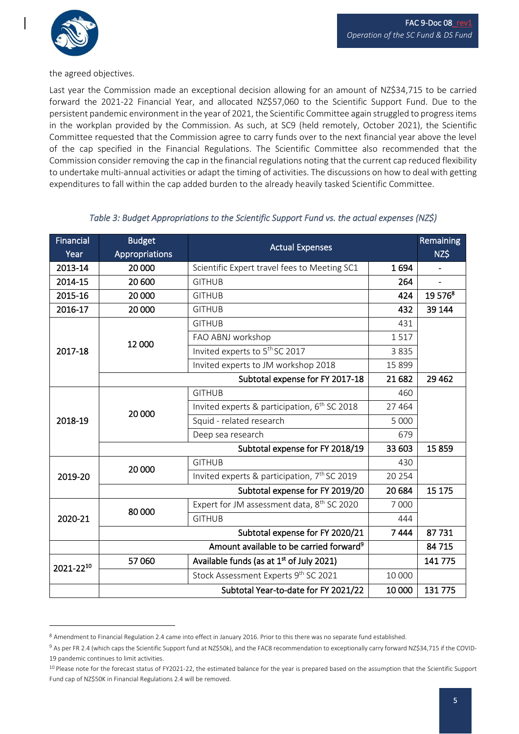the agreed objectives.

Last year the Commission made an exceptional decision allowing for an amount of NZ$34,715 to be carried forward the 2021-22 Financial Year, and allocated NZ$57,060 to the Scientific Support Fund. Due to the persistent pandemic environment in the year of 2021, the Scientific Committee again struggled to progress items in the workplan provided by the Commission. As such, at SC9 (held remotely, October 2021), the Scientific Committee requested that the Commission agree to carry funds over to the next financial year above the level of the cap specified in the Financial Regulations. The Scientific Committee also recommended that the Commission consider removing the cap in the financial regulations noting that the current cap reduced flexibility to undertake multi-annual activities or adapt the timing of activities. The discussions on how to deal with getting expenditures to fall within the cap added burden to the already heavily tasked Scientific Committee.

*Table 3: Budget Appropriations to the Scientific Support Fund vs. the actual expenses (NZ$)*

| Financial Year | Budget Appropriations | Actual Expenses | | Remaining NZ$ |
|---|---|---|---|---|
| 2013-14 | 20 000 | Scientific Expert travel fees to Meeting SC1 | **1 694** | - |
| 2014-15 | 20 600 | GITHUB | **264** | - |
| 2015-16 | 20 000 | GITHUB | **424** | 19 576[8] |
| 2016-17 | 20 000 | GITHUB | **432** | 39 144 |
| 2017-18 | 12 000 | GITHUB | 431 | |
| | | FAO ABNJ workshop | 1 517 | |
| | | Invited experts to 5th SC 2017 | 3 835 | |
| | | Invited experts to JM workshop 2018 | 15 899 | |
| | | Subtotal expense for FY 2017-18 | **21 682** | 29 462 |
| 2018-19 | 20 000 | GITHUB | 460 | |
| | | Invited experts & participation, 6th SC 2018 | 27 464 | |
| | | Squid - related research | 5 000 | |
| | | Deep sea research | 679 | |
| | | Subtotal expense for FY 2018/19 | **33 603** | 15 859 |
| 2019-20 | 20 000 | GITHUB | 430 | |
| | | Invited experts & participation, 7th SC 2019 | 20 254 | |
| | | Subtotal expense for FY 2019/20 | **20 684** | 15 175 |
| 2020-21 | 80 000 | Expert for JM assessment data, 8th SC 2020 | 7 000 | |
| | | GITHUB | 444 | |
| | | Subtotal expense for FY 2020/21 | **7 444** | 87 731 |
| | | Amount available to be carried forward[9] | | 84 715 |
| 2021-22[10] | 57 060 | Available funds (as at 1st of July 2021) | | 141 775 |
| | | Stock Assessment Experts 9th SC 2021 | 10 000 | |
| | | Subtotal Year-to-date for FY 2021/22 | **10 000** | 131 775 |

[8] Amendment to Financial Regulation 2.4 came into effect in January 2016. Prior to this there was no separate fund established.

[9] As per FR 2.4 (which caps the Scientific Support fund at NZ$50k), and the FAC8 recommendation to exceptionally carry forward NZ$34,715 if the COVID-19 pandemic continues to limit activities.

[10] Please note for the forecast status of FY2021-22, the estimated balance for the year is prepared based on the assumption that the Scientific Support Fund cap of NZ$50K in Financial Regulations 2.4 will be removed.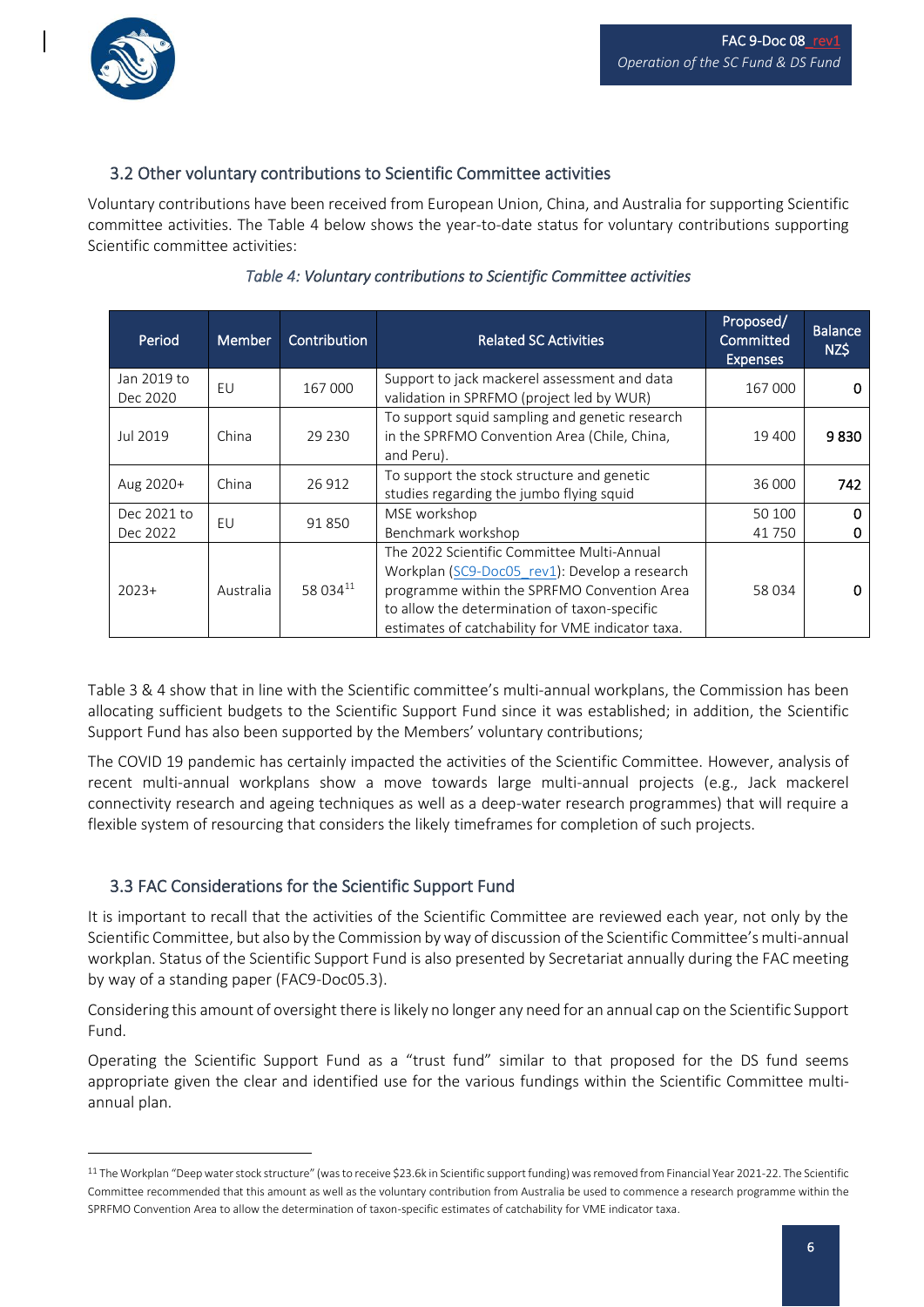## 3.2 Other voluntary contributions to Scientific Committee activities

Voluntary contributions have been received from European Union, China, and Australia for supporting Scientific committee activities. The Table 4 below shows the year-to-date status for voluntary contributions supporting Scientific committee activities:

*Table 4: Voluntary contributions to Scientific Committee activities*

| Period | Member | Contribution | Related SC Activities | Proposed/ Committed Expenses | Balance NZ$ |
|---|---|---|---|---|---|
| Jan 2019 to Dec 2020 | EU | 167 000 | Support to jack mackerel assessment and data validation in SPRFMO (project led by WUR) | 167 000 | **0** |
| Jul 2019 | China | 29 230 | To support squid sampling and genetic research in the SPRFMO Convention Area (Chile, China, and Peru). | 19 400 | **9 830** |
| Aug 2020+ | China | 26 912 | To support the stock structure and genetic studies regarding the jumbo flying squid | 36 000 | **742** |
| Dec 2021 to Dec 2022 | EU | 91 850 | MSE workshop<br>Benchmark workshop | 50 100<br>41 750 | **0**<br>**0** |
| 2023+ | Australia | 58 034[11] | The 2022 Scientific Committee Multi-Annual Workplan (SC9-Doc05_rev1): Develop a research programme within the SPRFMO Convention Area to allow the determination of taxon-specific estimates of catchability for VME indicator taxa. | 58 034 | **0** |

Table 3 & 4 show that in line with the Scientific committee's multi-annual workplans, the Commission has been allocating sufficient budgets to the Scientific Support Fund since it was established; in addition, the Scientific Support Fund has also been supported by the Members' voluntary contributions;

The COVID 19 pandemic has certainly impacted the activities of the Scientific Committee. However, analysis of recent multi-annual workplans show a move towards large multi-annual projects (e.g., Jack mackerel connectivity research and ageing techniques as well as a deep-water research programmes) that will require a flexible system of resourcing that considers the likely timeframes for completion of such projects.

## 3.3 FAC Considerations for the Scientific Support Fund

It is important to recall that the activities of the Scientific Committee are reviewed each year, not only by the Scientific Committee, but also by the Commission by way of discussion of the Scientific Committee's multi-annual workplan. Status of the Scientific Support Fund is also presented by Secretariat annually during the FAC meeting by way of a standing paper (FAC9-Doc05.3).

Considering this amount of oversight there is likely no longer any need for an annual cap on the Scientific Support Fund.

Operating the Scientific Support Fund as a "trust fund" similar to that proposed for the DS fund seems appropriate given the clear and identified use for the various fundings within the Scientific Committee multi-annual plan.

---

[11] The Workplan "Deep water stock structure" (was to receive $23.6k in Scientific support funding) was removed from Financial Year 2021-22. The Scientific Committee recommended that this amount as well as the voluntary contribution from Australia be used to commence a research programme within the SPRFMO Convention Area to allow the determination of taxon-specific estimates of catchability for VME indicator taxa.